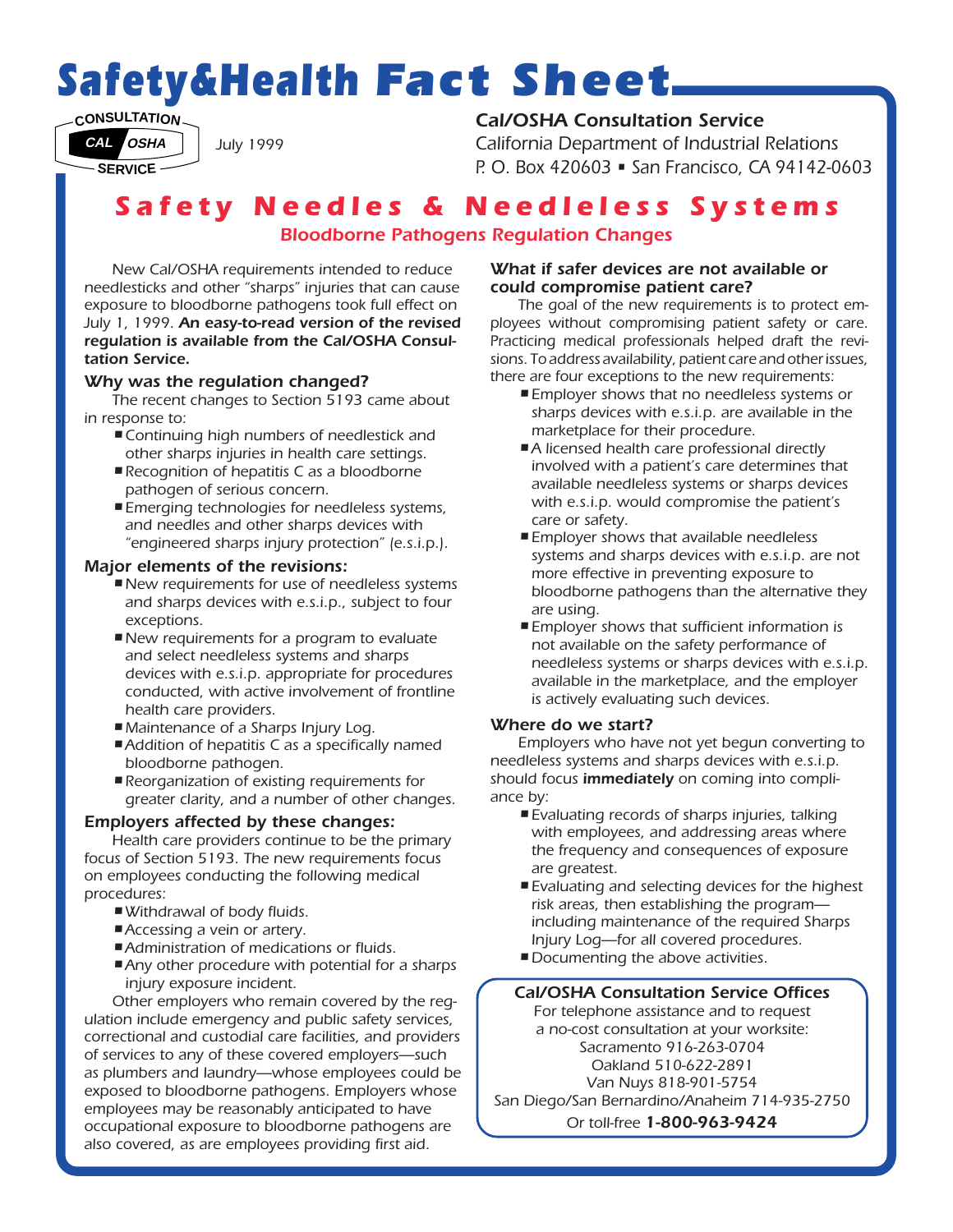# Safety&Health Fact Sheet

CONSULTATION CAL/OSHA SERVICE

July 1999

**Cal/OSHA Consultation Service**
California Department of Industrial Relations
P. O. Box 420603 ▪ San Francisco, CA 94142-0603

## Safety Needles & Needleless Systems

### Bloodborne Pathogens Regulation Changes

New Cal/OSHA requirements intended to reduce needlesticks and other "sharps" injuries that can cause exposure to bloodborne pathogens took full effect on July 1, 1999. **An easy-to-read version of the revised regulation is available from the Cal/OSHA Consultation Service.**

### Why was the regulation changed?

The recent changes to Section 5193 came about in response to:

- Continuing high numbers of needlestick and other sharps injuries in health care settings.
- Recognition of hepatitis C as a bloodborne pathogen of serious concern.
- Emerging technologies for needleless systems, and needles and other sharps devices with "engineered sharps injury protection" (e.s.i.p.).

### Major elements of the revisions:

- New requirements for use of needleless systems and sharps devices with e.s.i.p., subject to four exceptions.
- New requirements for a program to evaluate and select needleless systems and sharps devices with e.s.i.p. appropriate for procedures conducted, with active involvement of frontline health care providers.
- Maintenance of a Sharps Injury Log.
- Addition of hepatitis C as a specifically named bloodborne pathogen.
- Reorganization of existing requirements for greater clarity, and a number of other changes.

### Employers affected by these changes:

Health care providers continue to be the primary focus of Section 5193. The new requirements focus on employees conducting the following medical procedures:

- Withdrawal of body fluids.
- Accessing a vein or artery.
- Administration of medications or fluids.
- Any other procedure with potential for a sharps injury exposure incident.

Other employers who remain covered by the regulation include emergency and public safety services, correctional and custodial care facilities, and providers of services to any of these covered employers—such as plumbers and laundry—whose employees could be exposed to bloodborne pathogens. Employers whose employees may be reasonably anticipated to have occupational exposure to bloodborne pathogens are also covered, as are employees providing first aid.

### What if safer devices are not available or could compromise patient care?

The goal of the new requirements is to protect employees without compromising patient safety or care. Practicing medical professionals helped draft the revisions. To address availability, patient care and other issues, there are four exceptions to the new requirements:

- Employer shows that no needleless systems or sharps devices with e.s.i.p. are available in the marketplace for their procedure.
- A licensed health care professional directly involved with a patient's care determines that available needleless systems or sharps devices with e.s.i.p. would compromise the patient's care or safety.
- Employer shows that available needleless systems and sharps devices with e.s.i.p. are not more effective in preventing exposure to bloodborne pathogens than the alternative they are using.
- Employer shows that sufficient information is not available on the safety performance of needleless systems or sharps devices with e.s.i.p. available in the marketplace, and the employer is actively evaluating such devices.

### Where do we start?

Employers who have not yet begun converting to needleless systems and sharps devices with e.s.i.p. should focus **immediately** on coming into compliance by:

- Evaluating records of sharps injuries, talking with employees, and addressing areas where the frequency and consequences of exposure are greatest.
- Evaluating and selecting devices for the highest risk areas, then establishing the program—including maintenance of the required Sharps Injury Log—for all covered procedures.
- Documenting the above activities.

**Cal/OSHA Consultation Service Offices**

For telephone assistance and to request a no-cost consultation at your worksite:

Sacramento 916-263-0704
Oakland 510-622-2891
Van Nuys 818-901-5754
San Diego/San Bernardino/Anaheim 714-935-2750
Or toll-free **1-800-963-9424**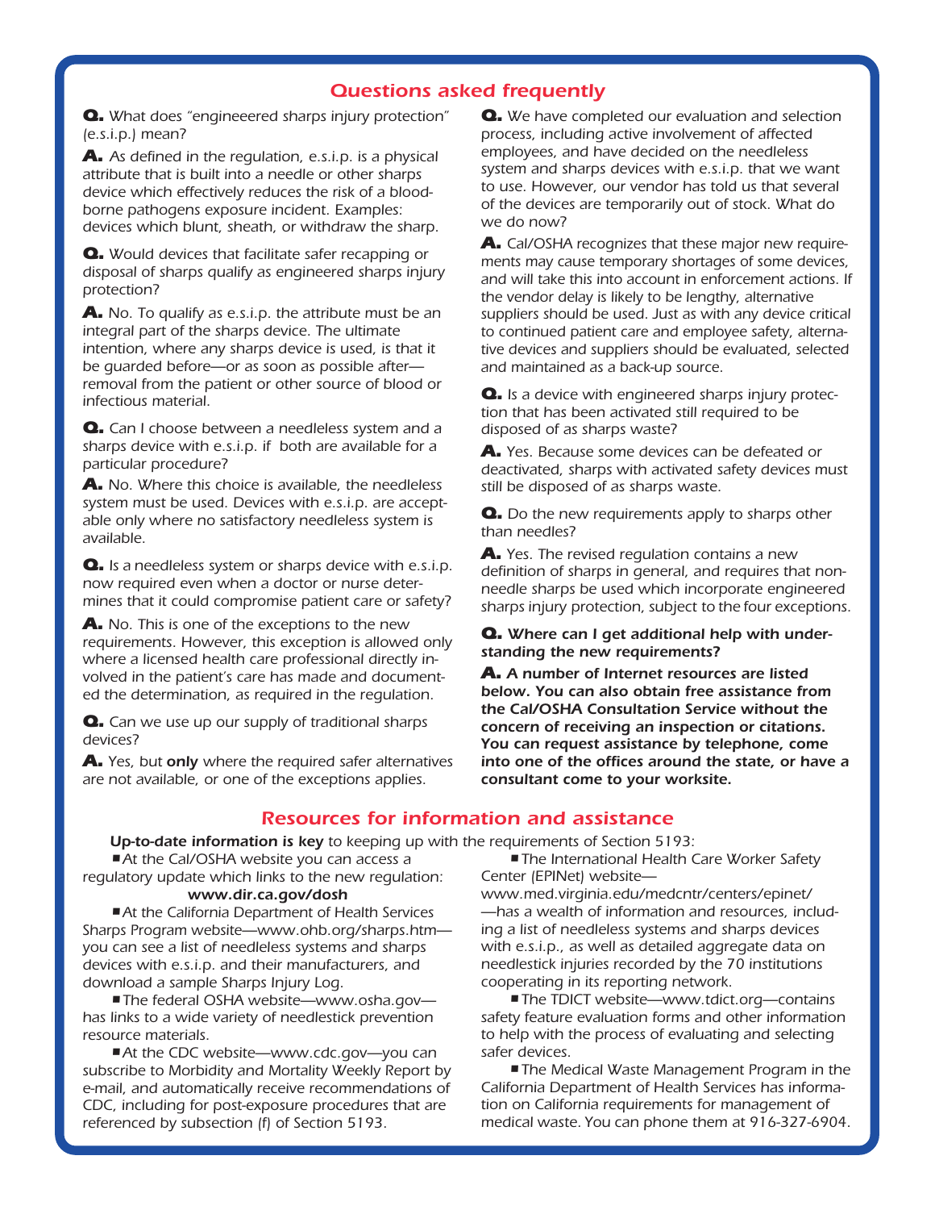## Questions asked frequently

**Q.** *What does "engineeered sharps injury protection" (e.s.i.p.) mean?*

**A.** As defined in the regulation, e.s.i.p. is a physical attribute that is built into a needle or other sharps device which effectively reduces the risk of a blood-borne pathogens exposure incident. Examples: devices which blunt, sheath, or withdraw the sharp.

**Q.** *Would devices that facilitate safer recapping or disposal of sharps qualify as engineered sharps injury protection?*

**A.** No. To qualify as e.s.i.p. the attribute must be an integral part of the sharps device. The ultimate intention, where any sharps device is used, is that it be guarded before—or as soon as possible after—removal from the patient or other source of blood or infectious material.

**Q.** *Can I choose between a needleless system and a sharps device with e.s.i.p. if both are available for a particular procedure?*

**A.** No. Where this choice is available, the needleless system must be used. Devices with e.s.i.p. are acceptable only where no satisfactory needleless system is available.

**Q.** *Is a needleless system or sharps device with e.s.i.p. now required even when a doctor or nurse determines that it could compromise patient care or safety?*

**A.** No. This is one of the exceptions to the new requirements. However, this exception is allowed only where a licensed health care professional directly involved in the patient's care has made and documented the determination, as required in the regulation.

**Q.** *Can we use up our supply of traditional sharps devices?*

**A.** Yes, but **only** where the required safer alternatives are not available, or one of the exceptions applies.

**Q.** *We have completed our evaluation and selection process, including active involvement of affected employees, and have decided on the needleless system and sharps devices with e.s.i.p. that we want to use. However, our vendor has told us that several of the devices are temporarily out of stock. What do we do now?*

**A.** Cal/OSHA recognizes that these major new requirements may cause temporary shortages of some devices, and will take this into account in enforcement actions. If the vendor delay is likely to be lengthy, alternative suppliers should be used. Just as with any device critical to continued patient care and employee safety, alternative devices and suppliers should be evaluated, selected and maintained as a back-up source.

**Q.** *Is a device with engineered sharps injury protection that has been activated still required to be disposed of as sharps waste?*

**A.** Yes. Because some devices can be defeated or deactivated, sharps with activated safety devices must still be disposed of as sharps waste.

**Q.** *Do the new requirements apply to sharps other than needles?*

**A.** Yes. The revised regulation contains a new definition of sharps in general, and requires that non-needle sharps be used which incorporate engineered sharps injury protection, subject to the four exceptions.

***Q. Where can I get additional help with understanding the new requirements?***

***A. A number of Internet resources are listed below. You can also obtain free assistance from the Cal/OSHA Consultation Service without the concern of receiving an inspection or citations. You can request assistance by telephone, come into one of the offices around the state, or have a consultant come to your worksite.***

## Resources for information and assistance

***Up-to-date information is key*** *to keeping up with the requirements of Section 5193:*

- At the Cal/OSHA website you can access a regulatory update which links to the new regulation: **www.dir.ca.gov/dosh**
- At the California Department of Health Services Sharps Program website—www.ohb.org/sharps.htm—you can see a list of needleless systems and sharps devices with e.s.i.p. and their manufacturers, and download a sample Sharps Injury Log.
- The federal OSHA website—www.osha.gov—has links to a wide variety of needlestick prevention resource materials.
- At the CDC website—www.cdc.gov—you can subscribe to Morbidity and Mortality Weekly Report by e-mail, and automatically receive recommendations of CDC, including for post-exposure procedures that are referenced by subsection (f) of Section 5193.
- The International Health Care Worker Safety Center (EPINet) website—www.med.virginia.edu/medcntr/centers/epinet/—has a wealth of information and resources, including a list of needleless systems and sharps devices with e.s.i.p., as well as detailed aggregate data on needlestick injuries recorded by the 70 institutions cooperating in its reporting network.
- The TDICT website—www.tdict.org—contains safety feature evaluation forms and other information to help with the process of evaluating and selecting safer devices.
- The Medical Waste Management Program in the California Department of Health Services has information on California requirements for management of medical waste. You can phone them at 916-327-6904.